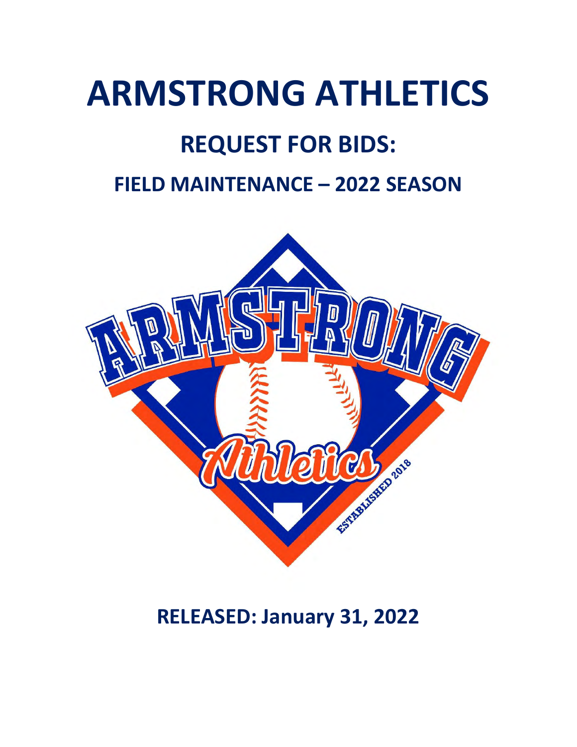# ARMSTRONG ATHLETICS

## REQUEST FOR BIDS:

### FIELD MAINTENANCE – 2022 SEASON

**RELEASED: January 31, 2022**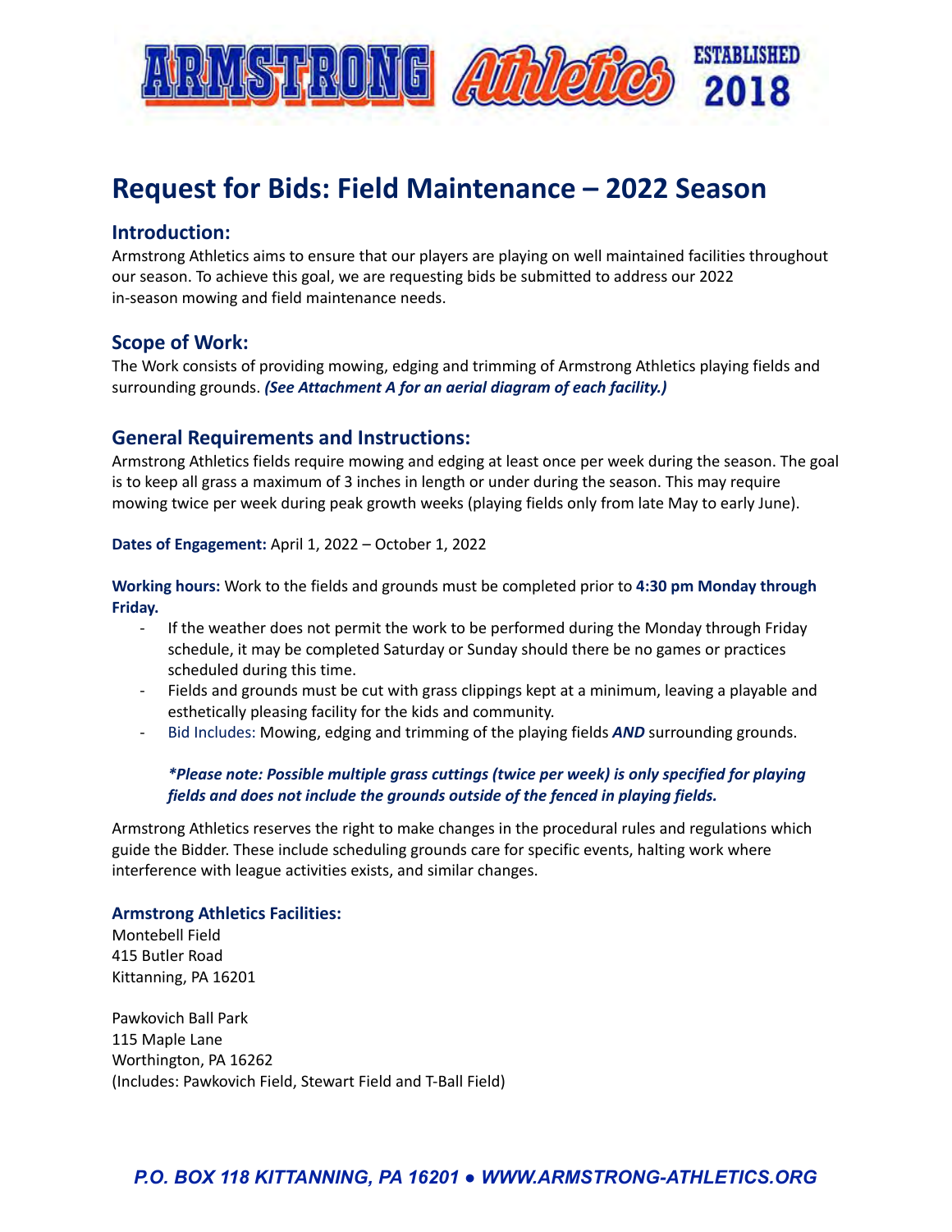# Request for Bids: Field Maintenance – 2022 Season

## Introduction:

Armstrong Athletics aims to ensure that our players are playing on well maintained facilities throughout our season. To achieve this goal, we are requesting bids be submitted to address our 2022 in-season mowing and field maintenance needs.

## Scope of Work:

The Work consists of providing mowing, edging and trimming of Armstrong Athletics playing fields and surrounding grounds. ***(See Attachment A for an aerial diagram of each facility.)***

## General Requirements and Instructions:

Armstrong Athletics fields require mowing and edging at least once per week during the season. The goal is to keep all grass a maximum of 3 inches in length or under during the season. This may require mowing twice per week during peak growth weeks (playing fields only from late May to early June).

**Dates of Engagement:** April 1, 2022 – October 1, 2022

**Working hours:** Work to the fields and grounds must be completed prior to **4:30 pm Monday through Friday.**

- If the weather does not permit the work to be performed during the Monday through Friday schedule, it may be completed Saturday or Sunday should there be no games or practices scheduled during this time.
- Fields and grounds must be cut with grass clippings kept at a minimum, leaving a playable and esthetically pleasing facility for the kids and community.
- Bid Includes: Mowing, edging and trimming of the playing fields ***AND*** surrounding grounds.

***\*Please note: Possible multiple grass cuttings (twice per week) is only specified for playing fields and does not include the grounds outside of the fenced in playing fields.***

Armstrong Athletics reserves the right to make changes in the procedural rules and regulations which guide the Bidder. These include scheduling grounds care for specific events, halting work where interference with league activities exists, and similar changes.

**Armstrong Athletics Facilities:**

Montebell Field
415 Butler Road
Kittanning, PA 16201

Pawkovich Ball Park
115 Maple Lane
Worthington, PA 16262
(Includes: Pawkovich Field, Stewart Field and T-Ball Field)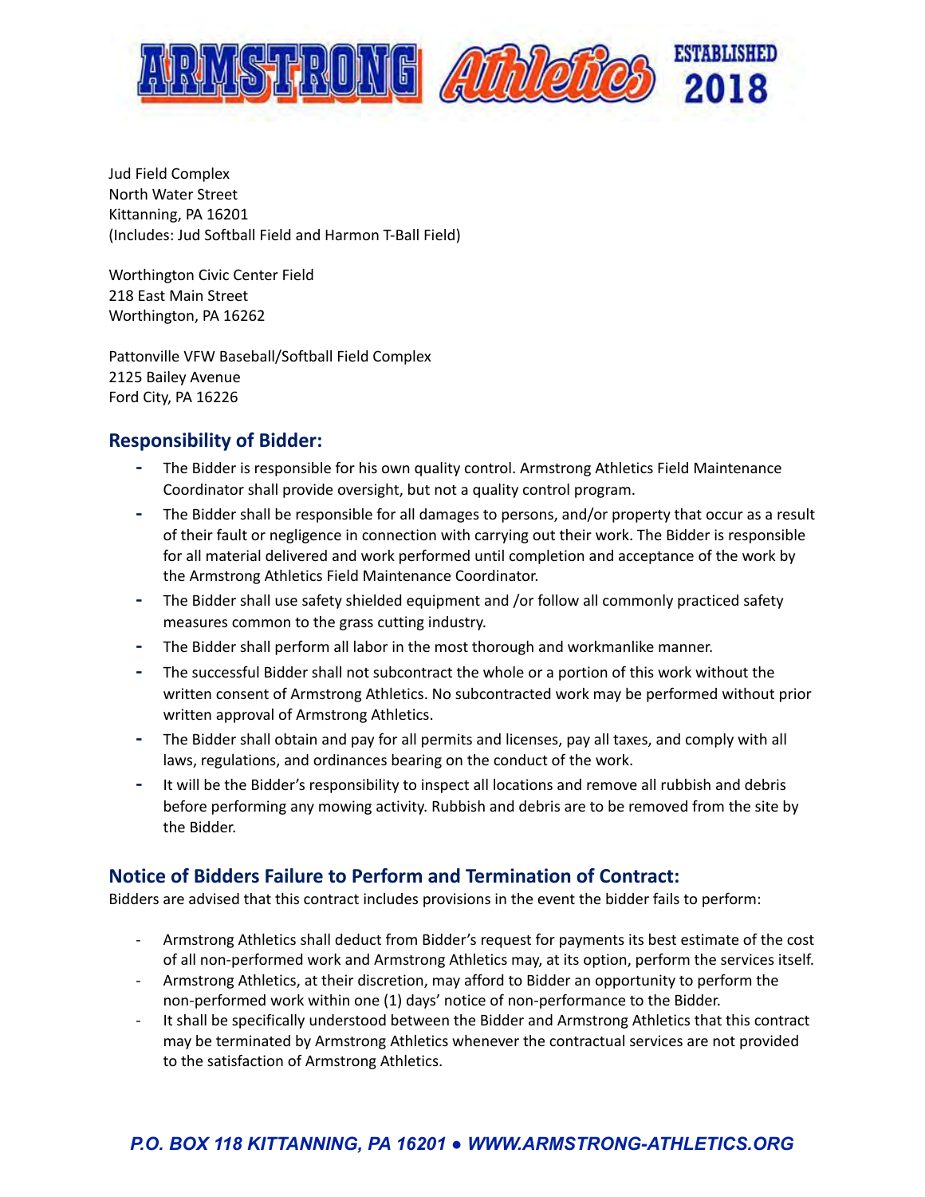Jud Field Complex
North Water Street
Kittanning, PA 16201
(Includes: Jud Softball Field and Harmon T-Ball Field)

Worthington Civic Center Field
218 East Main Street
Worthington, PA 16262

Pattonville VFW Baseball/Softball Field Complex
2125 Bailey Avenue
Ford City, PA 16226

## Responsibility of Bidder:

- The Bidder is responsible for his own quality control. Armstrong Athletics Field Maintenance Coordinator shall provide oversight, but not a quality control program.
- The Bidder shall be responsible for all damages to persons, and/or property that occur as a result of their fault or negligence in connection with carrying out their work. The Bidder is responsible for all material delivered and work performed until completion and acceptance of the work by the Armstrong Athletics Field Maintenance Coordinator.
- The Bidder shall use safety shielded equipment and /or follow all commonly practiced safety measures common to the grass cutting industry.
- The Bidder shall perform all labor in the most thorough and workmanlike manner.
- The successful Bidder shall not subcontract the whole or a portion of this work without the written consent of Armstrong Athletics. No subcontracted work may be performed without prior written approval of Armstrong Athletics.
- The Bidder shall obtain and pay for all permits and licenses, pay all taxes, and comply with all laws, regulations, and ordinances bearing on the conduct of the work.
- It will be the Bidder's responsibility to inspect all locations and remove all rubbish and debris before performing any mowing activity. Rubbish and debris are to be removed from the site by the Bidder.

## Notice of Bidders Failure to Perform and Termination of Contract:

Bidders are advised that this contract includes provisions in the event the bidder fails to perform:

- Armstrong Athletics shall deduct from Bidder's request for payments its best estimate of the cost of all non-performed work and Armstrong Athletics may, at its option, perform the services itself.
- Armstrong Athletics, at their discretion, may afford to Bidder an opportunity to perform the non-performed work within one (1) days' notice of non-performance to the Bidder.
- It shall be specifically understood between the Bidder and Armstrong Athletics that this contract may be terminated by Armstrong Athletics whenever the contractual services are not provided to the satisfaction of Armstrong Athletics.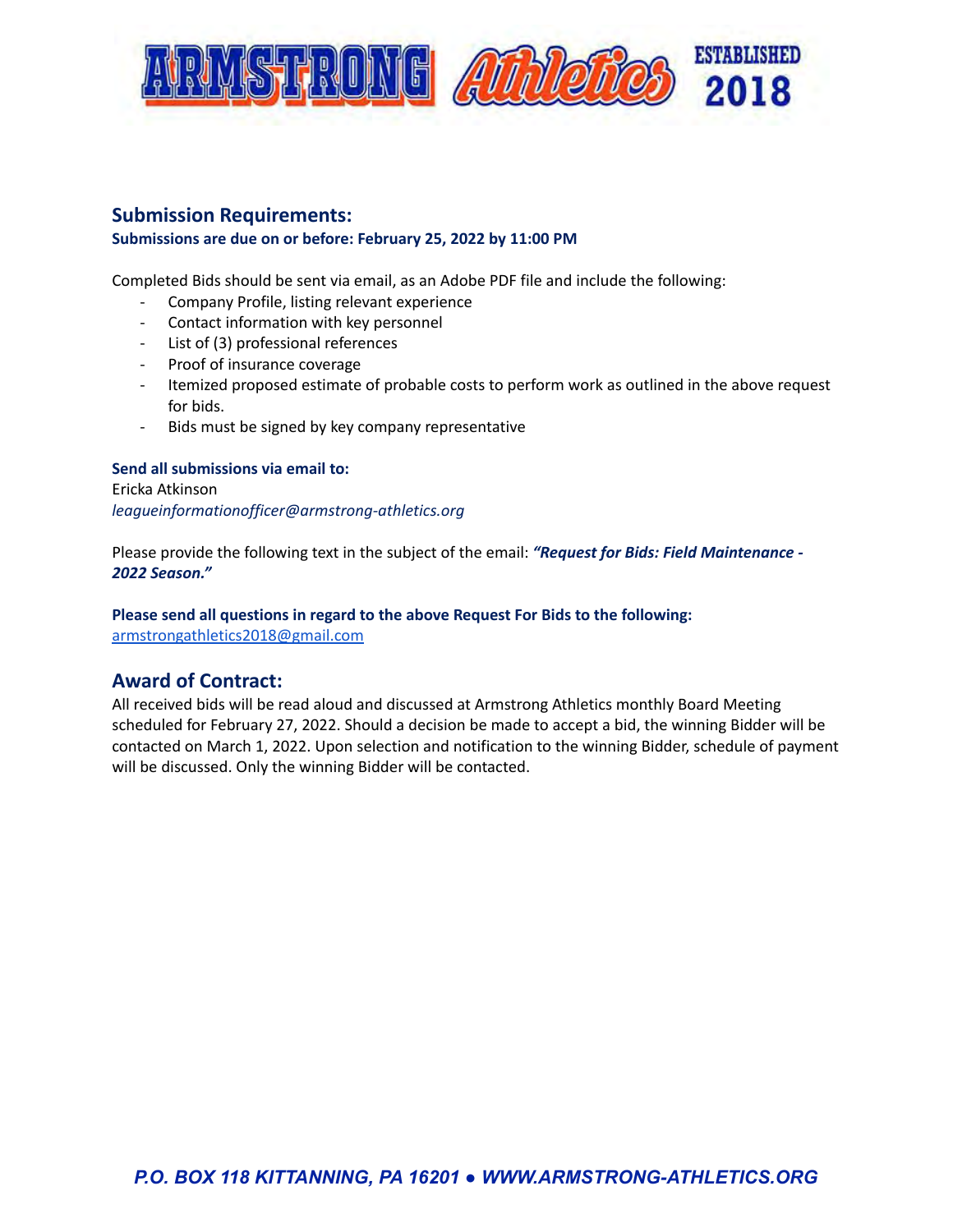## Submission Requirements:

**Submissions are due on or before: February 25, 2022 by 11:00 PM**

Completed Bids should be sent via email, as an Adobe PDF file and include the following:

- Company Profile, listing relevant experience
- Contact information with key personnel
- List of (3) professional references
- Proof of insurance coverage
- Itemized proposed estimate of probable costs to perform work as outlined in the above request for bids.
- Bids must be signed by key company representative

**Send all submissions via email to:**
Ericka Atkinson
*leagueinformationofficer@armstrong-athletics.org*

Please provide the following text in the subject of the email: ***"Request for Bids: Field Maintenance - 2022 Season."***

**Please send all questions in regard to the above Request For Bids to the following:**
armstrongathletics2018@gmail.com

## Award of Contract:

All received bids will be read aloud and discussed at Armstrong Athletics monthly Board Meeting scheduled for February 27, 2022. Should a decision be made to accept a bid, the winning Bidder will be contacted on March 1, 2022. Upon selection and notification to the winning Bidder, schedule of payment will be discussed. Only the winning Bidder will be contacted.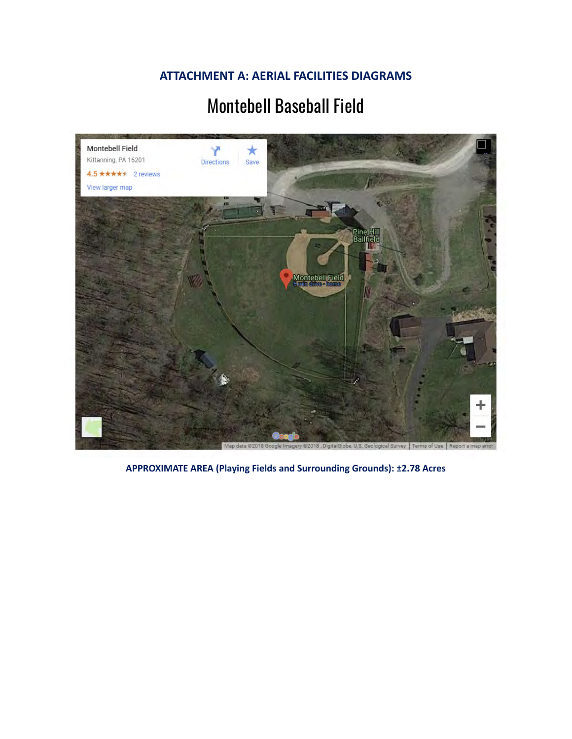## ATTACHMENT A: AERIAL FACILITIES DIAGRAMS

# Montebell Baseball Field

**APPROXIMATE AREA (Playing Fields and Surrounding Grounds): ±2.78 Acres**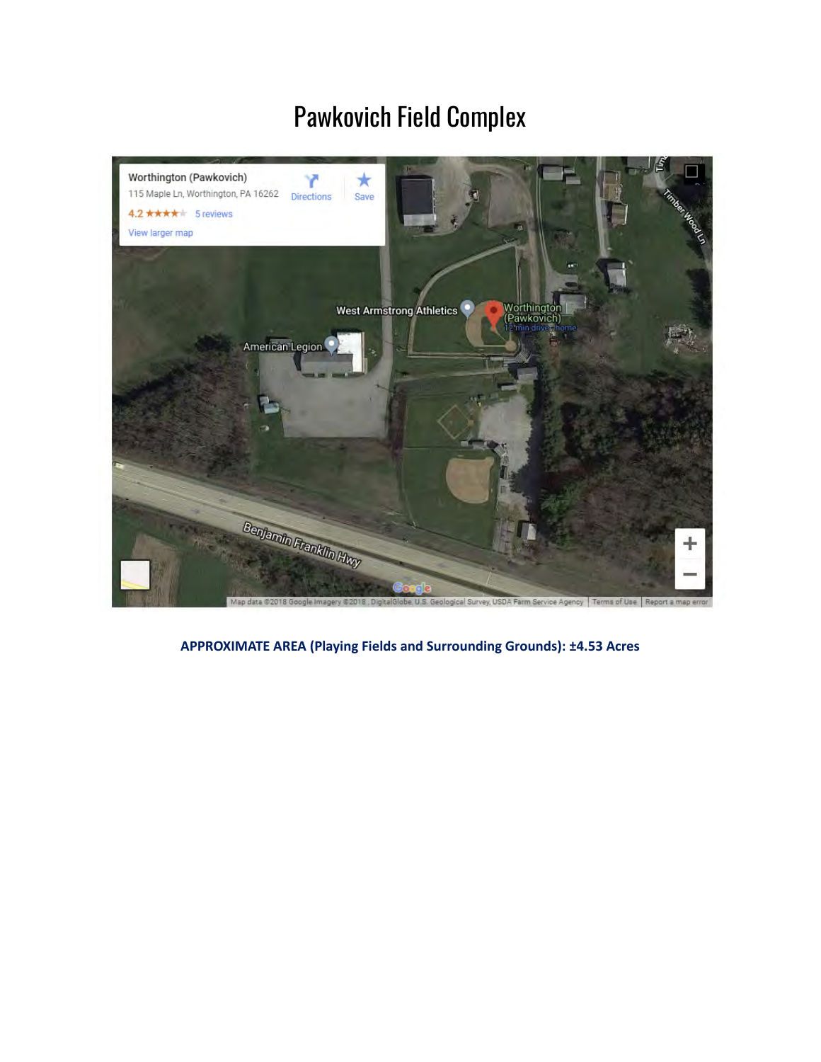# Pawkovich Field Complex

**APPROXIMATE AREA (Playing Fields and Surrounding Grounds): ±4.53 Acres**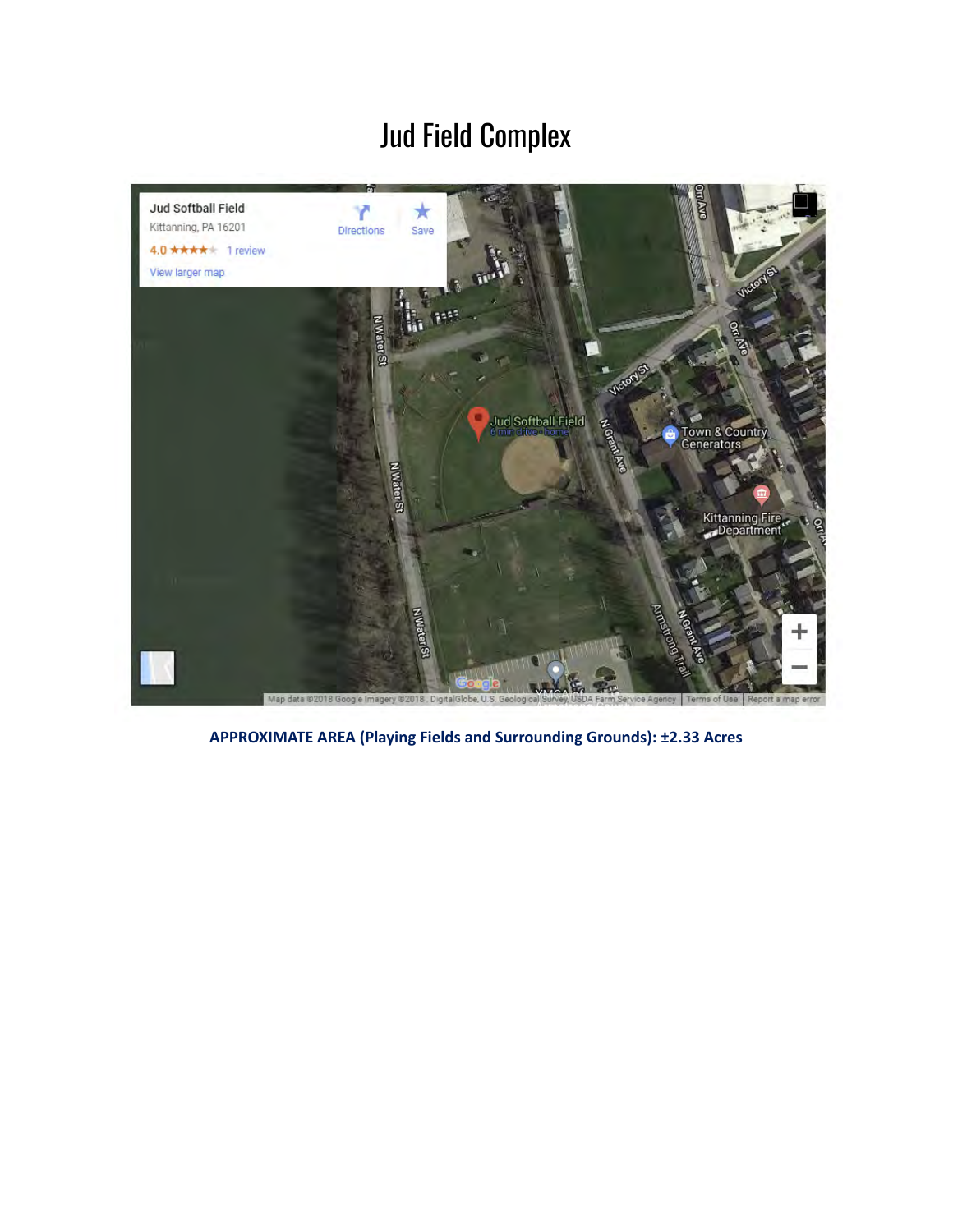# Jud Field Complex

**APPROXIMATE AREA (Playing Fields and Surrounding Grounds): ±2.33 Acres**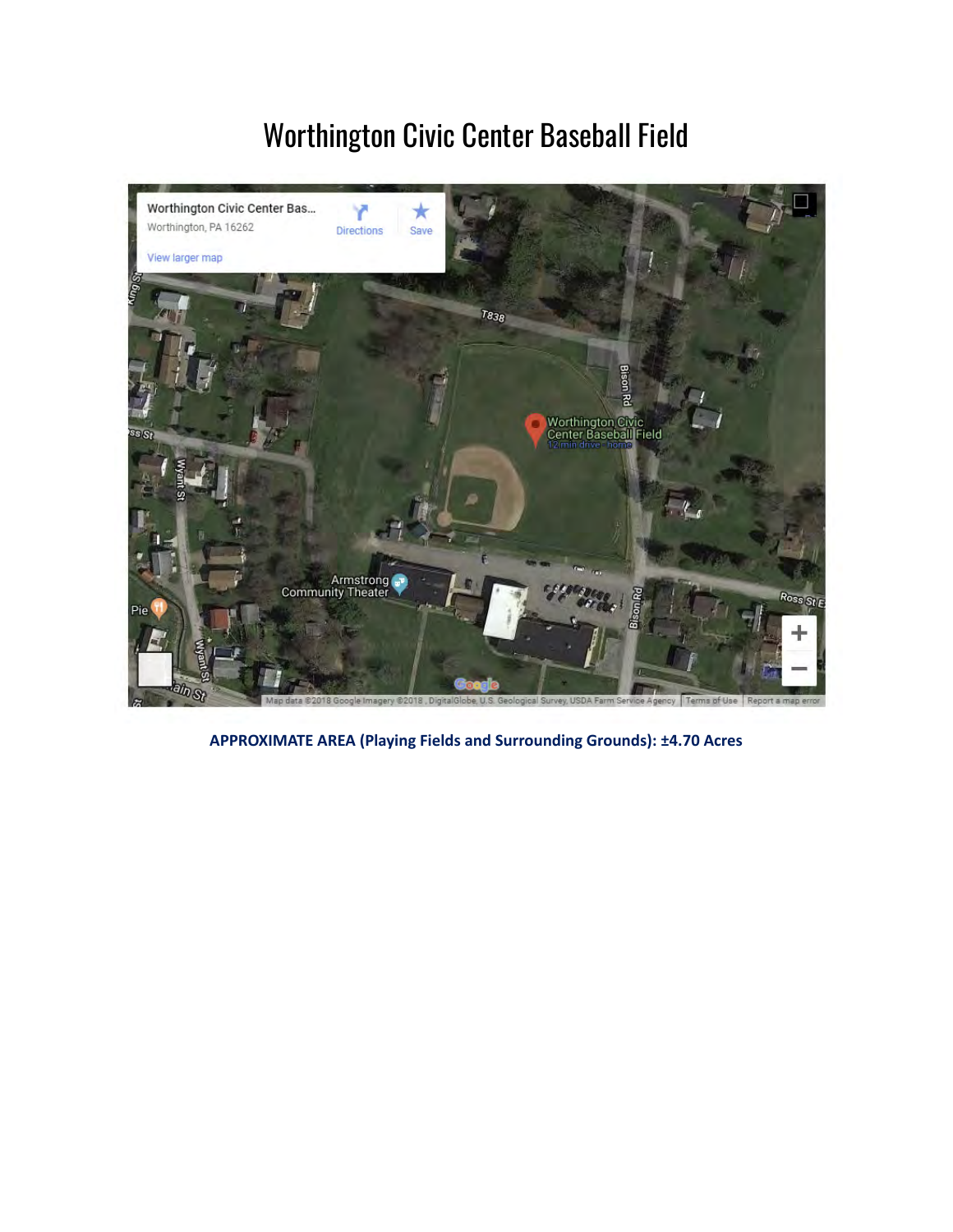# Worthington Civic Center Baseball Field

**APPROXIMATE AREA (Playing Fields and Surrounding Grounds): ±4.70 Acres**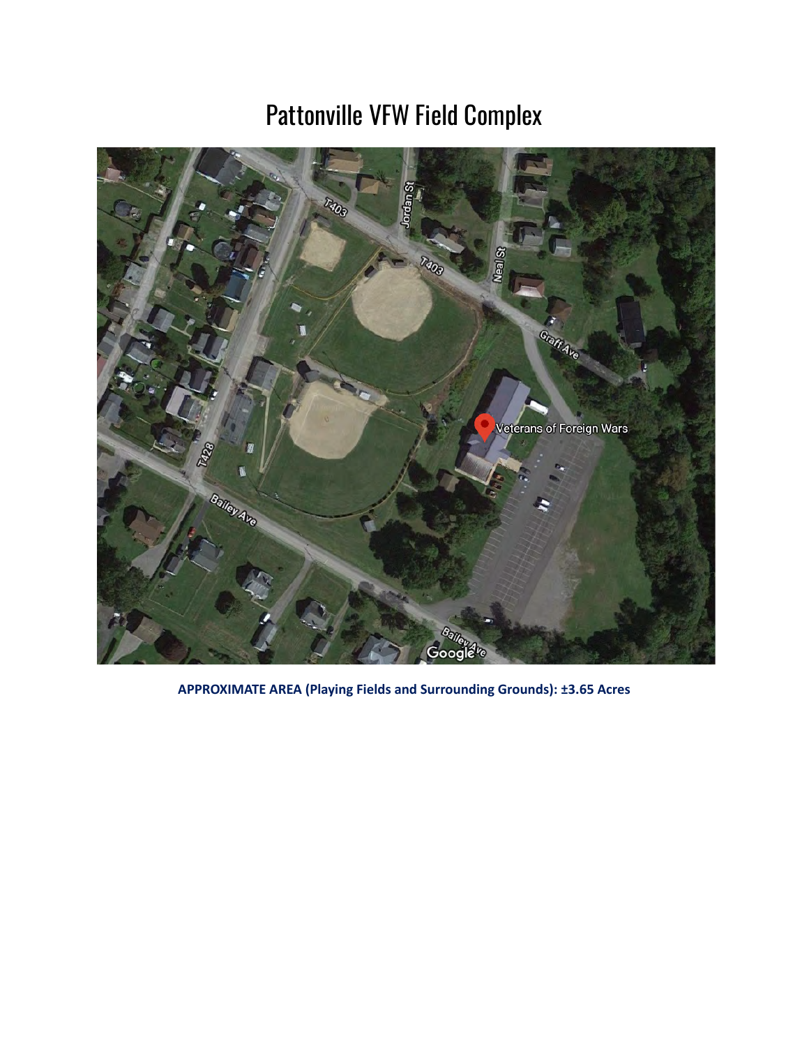# Pattonville VFW Field Complex

**APPROXIMATE AREA (Playing Fields and Surrounding Grounds): ±3.65 Acres**